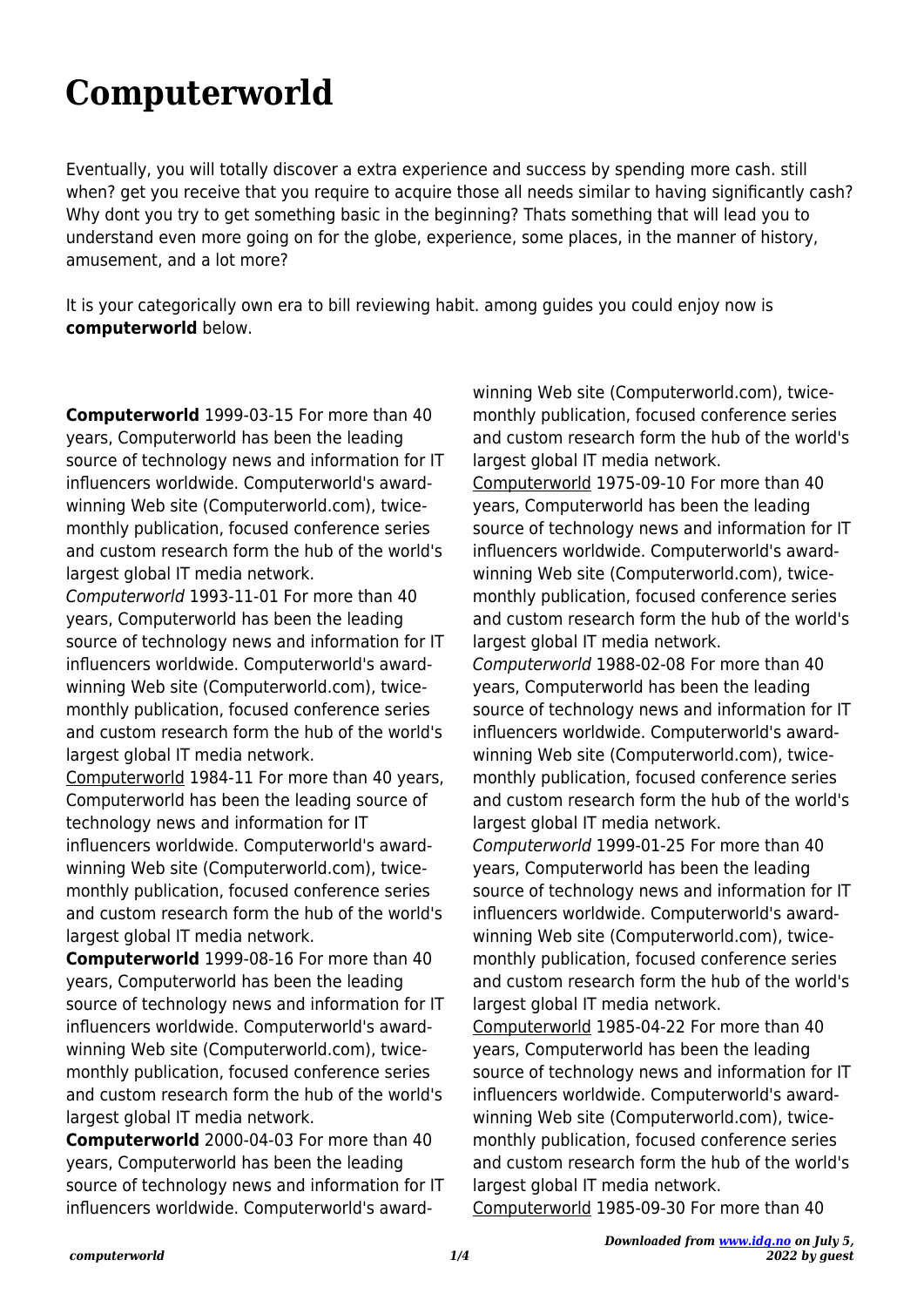# Computerworld

Eventually, you will totally discover a extra experience and success by spending more cash. still when? get you receive that you require to acquire those all needs similar to having significantly cash? Why dont you try to get something basic in the beginning? Thats something that will lead you to understand even more going on for the globe, experience, some places, in the manner of history, amusement, and a lot more?

It is your categorically own era to bill reviewing habit. among guides you could enjoy now is **computerworld** below.

**Computerworld** 1999-03-15 For more than 40 years, Computerworld has been the leading source of technology news and information for IT influencers worldwide. Computerworld's award-winning Web site (Computerworld.com), twice-monthly publication, focused conference series and custom research form the hub of the world's largest global IT media network.

*Computerworld* 1993-11-01 For more than 40 years, Computerworld has been the leading source of technology news and information for IT influencers worldwide. Computerworld's award-winning Web site (Computerworld.com), twice-monthly publication, focused conference series and custom research form the hub of the world's largest global IT media network.

Computerworld 1984-11 For more than 40 years, Computerworld has been the leading source of technology news and information for IT influencers worldwide. Computerworld's award-winning Web site (Computerworld.com), twice-monthly publication, focused conference series and custom research form the hub of the world's largest global IT media network.

**Computerworld** 1999-08-16 For more than 40 years, Computerworld has been the leading source of technology news and information for IT influencers worldwide. Computerworld's award-winning Web site (Computerworld.com), twice-monthly publication, focused conference series and custom research form the hub of the world's largest global IT media network.

**Computerworld** 2000-04-03 For more than 40 years, Computerworld has been the leading source of technology news and information for IT influencers worldwide. Computerworld's award-winning Web site (Computerworld.com), twice-monthly publication, focused conference series and custom research form the hub of the world's largest global IT media network.

Computerworld 1975-09-10 For more than 40 years, Computerworld has been the leading source of technology news and information for IT influencers worldwide. Computerworld's award-winning Web site (Computerworld.com), twice-monthly publication, focused conference series and custom research form the hub of the world's largest global IT media network.

*Computerworld* 1988-02-08 For more than 40 years, Computerworld has been the leading source of technology news and information for IT influencers worldwide. Computerworld's award-winning Web site (Computerworld.com), twice-monthly publication, focused conference series and custom research form the hub of the world's largest global IT media network.

*Computerworld* 1999-01-25 For more than 40 years, Computerworld has been the leading source of technology news and information for IT influencers worldwide. Computerworld's award-winning Web site (Computerworld.com), twice-monthly publication, focused conference series and custom research form the hub of the world's largest global IT media network.

Computerworld 1985-04-22 For more than 40 years, Computerworld has been the leading source of technology news and information for IT influencers worldwide. Computerworld's award-winning Web site (Computerworld.com), twice-monthly publication, focused conference series and custom research form the hub of the world's largest global IT media network.

Computerworld 1985-09-30 For more than 40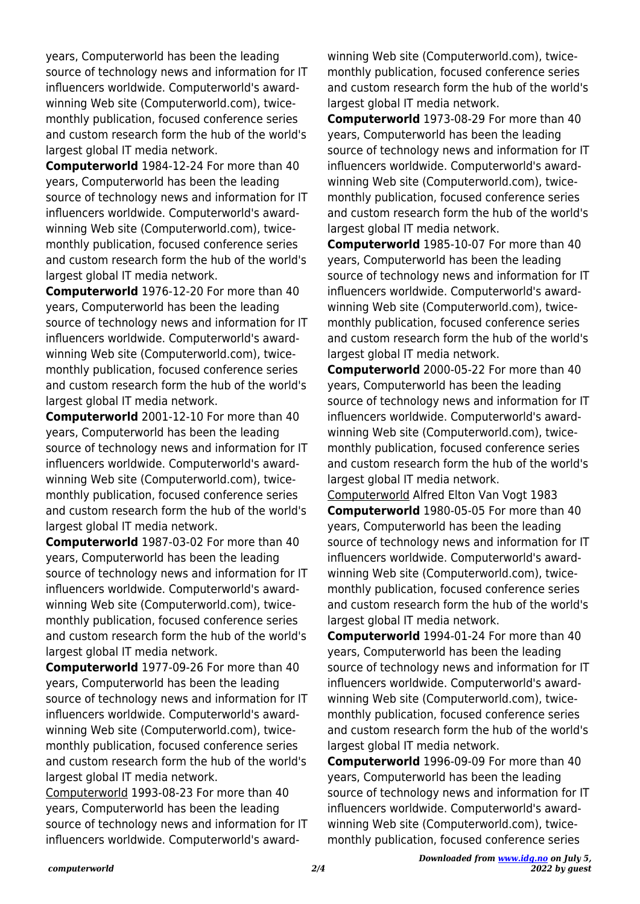years, Computerworld has been the leading source of technology news and information for IT influencers worldwide. Computerworld's award-winning Web site (Computerworld.com), twice-monthly publication, focused conference series and custom research form the hub of the world's largest global IT media network.

**Computerworld** 1984-12-24 For more than 40 years, Computerworld has been the leading source of technology news and information for IT influencers worldwide. Computerworld's award-winning Web site (Computerworld.com), twice-monthly publication, focused conference series and custom research form the hub of the world's largest global IT media network.

**Computerworld** 1976-12-20 For more than 40 years, Computerworld has been the leading source of technology news and information for IT influencers worldwide. Computerworld's award-winning Web site (Computerworld.com), twice-monthly publication, focused conference series and custom research form the hub of the world's largest global IT media network.

**Computerworld** 2001-12-10 For more than 40 years, Computerworld has been the leading source of technology news and information for IT influencers worldwide. Computerworld's award-winning Web site (Computerworld.com), twice-monthly publication, focused conference series and custom research form the hub of the world's largest global IT media network.

**Computerworld** 1987-03-02 For more than 40 years, Computerworld has been the leading source of technology news and information for IT influencers worldwide. Computerworld's award-winning Web site (Computerworld.com), twice-monthly publication, focused conference series and custom research form the hub of the world's largest global IT media network.

**Computerworld** 1977-09-26 For more than 40 years, Computerworld has been the leading source of technology news and information for IT influencers worldwide. Computerworld's award-winning Web site (Computerworld.com), twice-monthly publication, focused conference series and custom research form the hub of the world's largest global IT media network.

Computerworld 1993-08-23 For more than 40 years, Computerworld has been the leading source of technology news and information for IT influencers worldwide. Computerworld's award-winning Web site (Computerworld.com), twice-monthly publication, focused conference series and custom research form the hub of the world's largest global IT media network.

**Computerworld** 1973-08-29 For more than 40 years, Computerworld has been the leading source of technology news and information for IT influencers worldwide. Computerworld's award-winning Web site (Computerworld.com), twice-monthly publication, focused conference series and custom research form the hub of the world's largest global IT media network.

**Computerworld** 1985-10-07 For more than 40 years, Computerworld has been the leading source of technology news and information for IT influencers worldwide. Computerworld's award-winning Web site (Computerworld.com), twice-monthly publication, focused conference series and custom research form the hub of the world's largest global IT media network.

**Computerworld** 2000-05-22 For more than 40 years, Computerworld has been the leading source of technology news and information for IT influencers worldwide. Computerworld's award-winning Web site (Computerworld.com), twice-monthly publication, focused conference series and custom research form the hub of the world's largest global IT media network.

Computerworld Alfred Elton Van Vogt 1983

**Computerworld** 1980-05-05 For more than 40 years, Computerworld has been the leading source of technology news and information for IT influencers worldwide. Computerworld's award-winning Web site (Computerworld.com), twice-monthly publication, focused conference series and custom research form the hub of the world's largest global IT media network.

**Computerworld** 1994-01-24 For more than 40 years, Computerworld has been the leading source of technology news and information for IT influencers worldwide. Computerworld's award-winning Web site (Computerworld.com), twice-monthly publication, focused conference series and custom research form the hub of the world's largest global IT media network.

**Computerworld** 1996-09-09 For more than 40 years, Computerworld has been the leading source of technology news and information for IT influencers worldwide. Computerworld's award-winning Web site (Computerworld.com), twice-monthly publication, focused conference series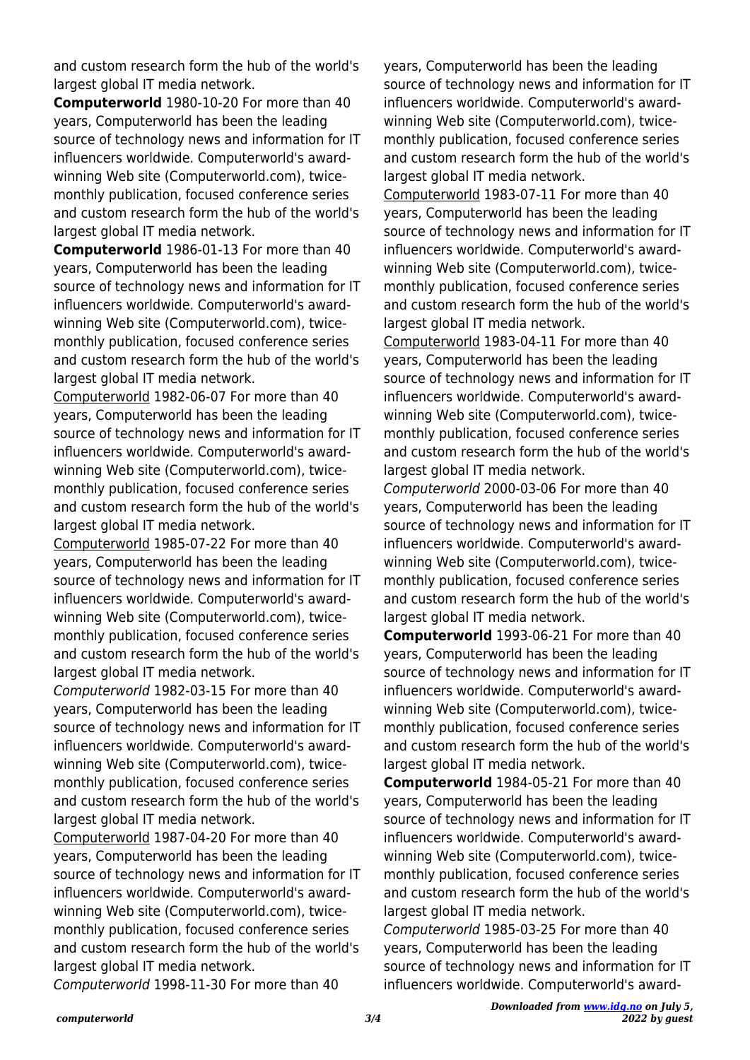and custom research form the hub of the world's largest global IT media network.

**Computerworld** 1980-10-20 For more than 40 years, Computerworld has been the leading source of technology news and information for IT influencers worldwide. Computerworld's award-winning Web site (Computerworld.com), twice-monthly publication, focused conference series and custom research form the hub of the world's largest global IT media network.

**Computerworld** 1986-01-13 For more than 40 years, Computerworld has been the leading source of technology news and information for IT influencers worldwide. Computerworld's award-winning Web site (Computerworld.com), twice-monthly publication, focused conference series and custom research form the hub of the world's largest global IT media network.

Computerworld 1982-06-07 For more than 40 years, Computerworld has been the leading source of technology news and information for IT influencers worldwide. Computerworld's award-winning Web site (Computerworld.com), twice-monthly publication, focused conference series and custom research form the hub of the world's largest global IT media network.

Computerworld 1985-07-22 For more than 40 years, Computerworld has been the leading source of technology news and information for IT influencers worldwide. Computerworld's award-winning Web site (Computerworld.com), twice-monthly publication, focused conference series and custom research form the hub of the world's largest global IT media network.

*Computerworld* 1982-03-15 For more than 40 years, Computerworld has been the leading source of technology news and information for IT influencers worldwide. Computerworld's award-winning Web site (Computerworld.com), twice-monthly publication, focused conference series and custom research form the hub of the world's largest global IT media network.

Computerworld 1987-04-20 For more than 40 years, Computerworld has been the leading source of technology news and information for IT influencers worldwide. Computerworld's award-winning Web site (Computerworld.com), twice-monthly publication, focused conference series and custom research form the hub of the world's largest global IT media network.

*Computerworld* 1998-11-30 For more than 40 years, Computerworld has been the leading source of technology news and information for IT influencers worldwide. Computerworld's award-winning Web site (Computerworld.com), twice-monthly publication, focused conference series and custom research form the hub of the world's largest global IT media network.

Computerworld 1983-07-11 For more than 40 years, Computerworld has been the leading source of technology news and information for IT influencers worldwide. Computerworld's award-winning Web site (Computerworld.com), twice-monthly publication, focused conference series and custom research form the hub of the world's largest global IT media network.

Computerworld 1983-04-11 For more than 40 years, Computerworld has been the leading source of technology news and information for IT influencers worldwide. Computerworld's award-winning Web site (Computerworld.com), twice-monthly publication, focused conference series and custom research form the hub of the world's largest global IT media network.

*Computerworld* 2000-03-06 For more than 40 years, Computerworld has been the leading source of technology news and information for IT influencers worldwide. Computerworld's award-winning Web site (Computerworld.com), twice-monthly publication, focused conference series and custom research form the hub of the world's largest global IT media network.

**Computerworld** 1993-06-21 For more than 40 years, Computerworld has been the leading source of technology news and information for IT influencers worldwide. Computerworld's award-winning Web site (Computerworld.com), twice-monthly publication, focused conference series and custom research form the hub of the world's largest global IT media network.

**Computerworld** 1984-05-21 For more than 40 years, Computerworld has been the leading source of technology news and information for IT influencers worldwide. Computerworld's award-winning Web site (Computerworld.com), twice-monthly publication, focused conference series and custom research form the hub of the world's largest global IT media network.

*Computerworld* 1985-03-25 For more than 40 years, Computerworld has been the leading source of technology news and information for IT influencers worldwide. Computerworld's award-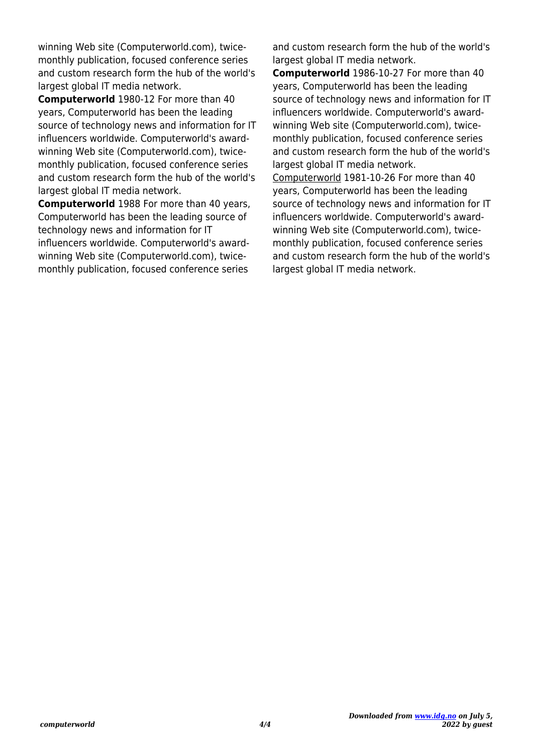winning Web site (Computerworld.com), twice-monthly publication, focused conference series and custom research form the hub of the world's largest global IT media network.

**Computerworld** 1980-12 For more than 40 years, Computerworld has been the leading source of technology news and information for IT influencers worldwide. Computerworld's award-winning Web site (Computerworld.com), twice-monthly publication, focused conference series and custom research form the hub of the world's largest global IT media network.

**Computerworld** 1988 For more than 40 years, Computerworld has been the leading source of technology news and information for IT influencers worldwide. Computerworld's award-winning Web site (Computerworld.com), twice-monthly publication, focused conference series and custom research form the hub of the world's largest global IT media network.

**Computerworld** 1986-10-27 For more than 40 years, Computerworld has been the leading source of technology news and information for IT influencers worldwide. Computerworld's award-winning Web site (Computerworld.com), twice-monthly publication, focused conference series and custom research form the hub of the world's largest global IT media network.

Computerworld 1981-10-26 For more than 40 years, Computerworld has been the leading source of technology news and information for IT influencers worldwide. Computerworld's award-winning Web site (Computerworld.com), twice-monthly publication, focused conference series and custom research form the hub of the world's largest global IT media network.